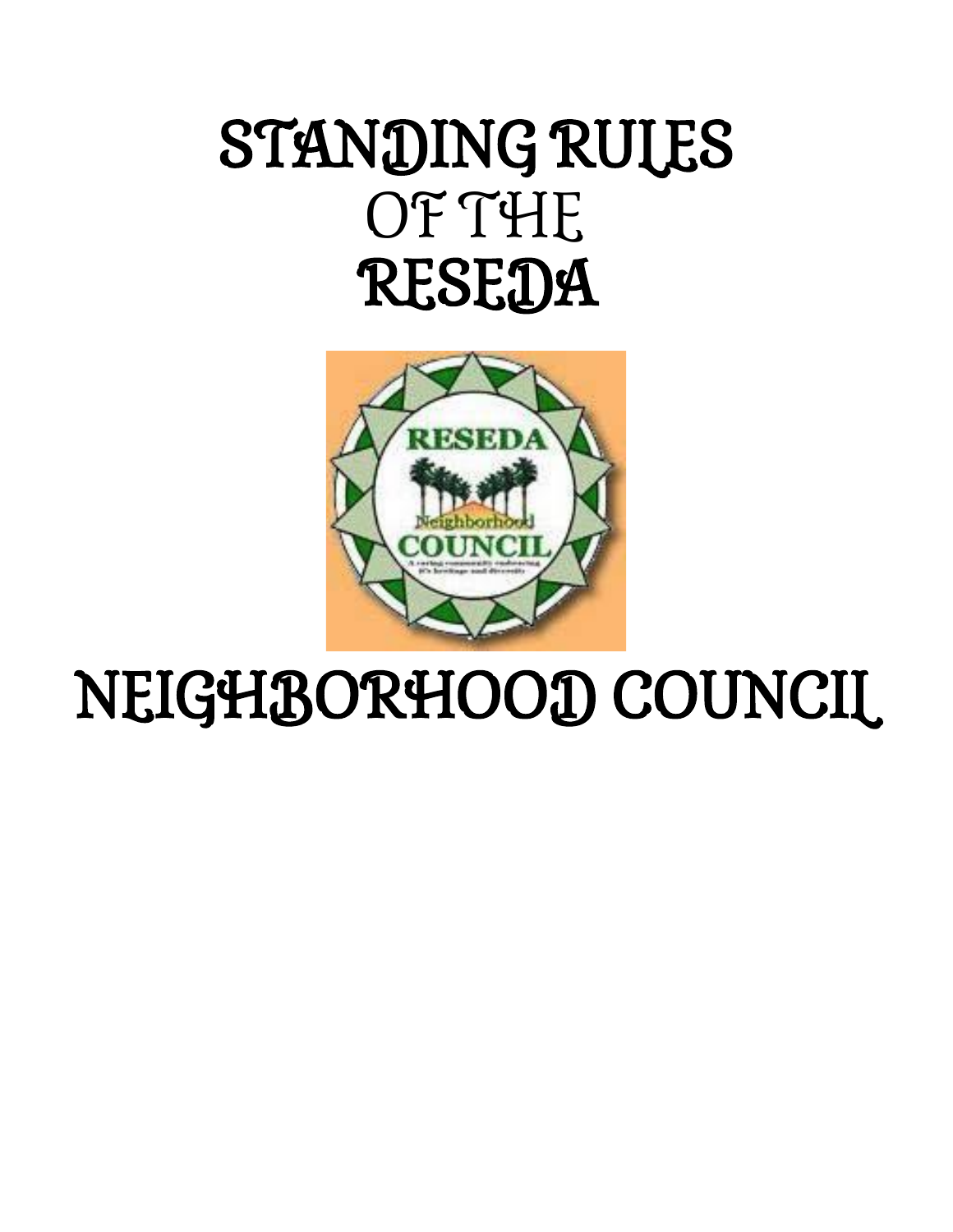# STANDING RULES
# OF THE
# RESEDA

# NEIGHBORHOOD COUNCIL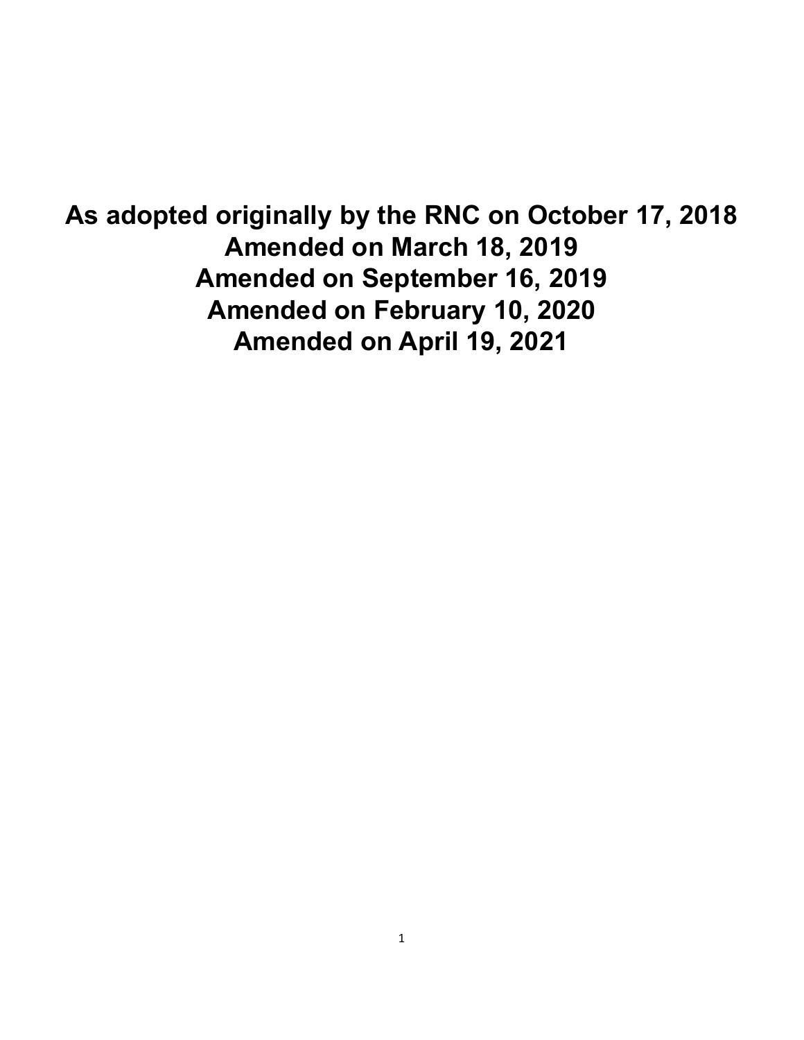**As adopted originally by the RNC on October 17, 2018**
**Amended on March 18, 2019**
**Amended on September 16, 2019**
**Amended on February 10, 2020**
**Amended on April 19, 2021**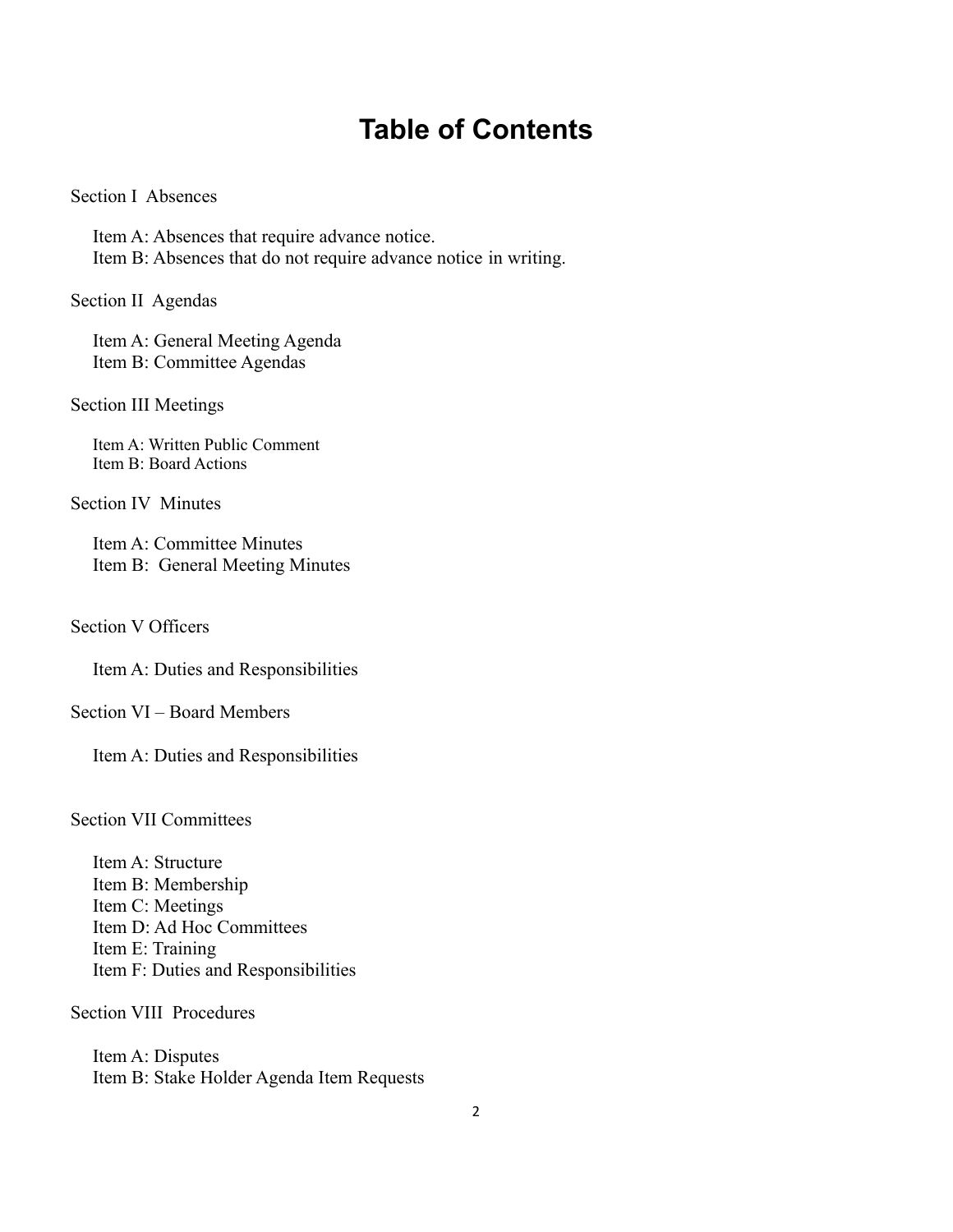# Table of Contents

Section I Absences

- Item A: Absences that require advance notice.
- Item B: Absences that do not require advance notice in writing.

Section II Agendas

- Item A: General Meeting Agenda
- Item B: Committee Agendas

Section III Meetings

- Item A: Written Public Comment
- Item B: Board Actions

Section IV Minutes

- Item A: Committee Minutes
- Item B: General Meeting Minutes

Section V Officers

- Item A: Duties and Responsibilities

Section VI – Board Members

- Item A: Duties and Responsibilities

Section VII Committees

- Item A: Structure
- Item B: Membership
- Item C: Meetings
- Item D: Ad Hoc Committees
- Item E: Training
- Item F: Duties and Responsibilities

Section VIII Procedures

- Item A: Disputes
- Item B: Stake Holder Agenda Item Requests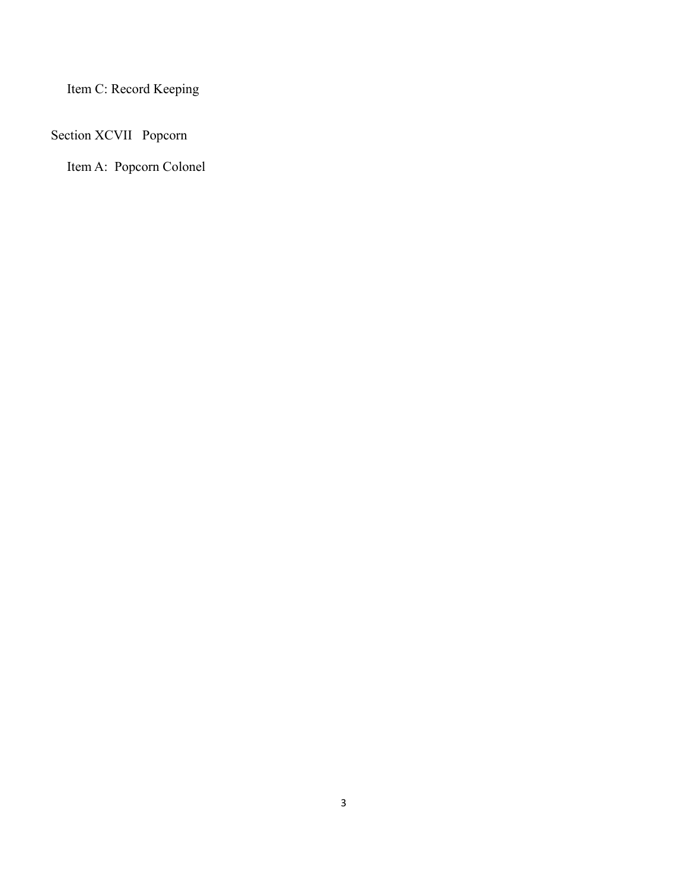Item C: Record Keeping

Section XCVII   Popcorn

Item A:  Popcorn Colonel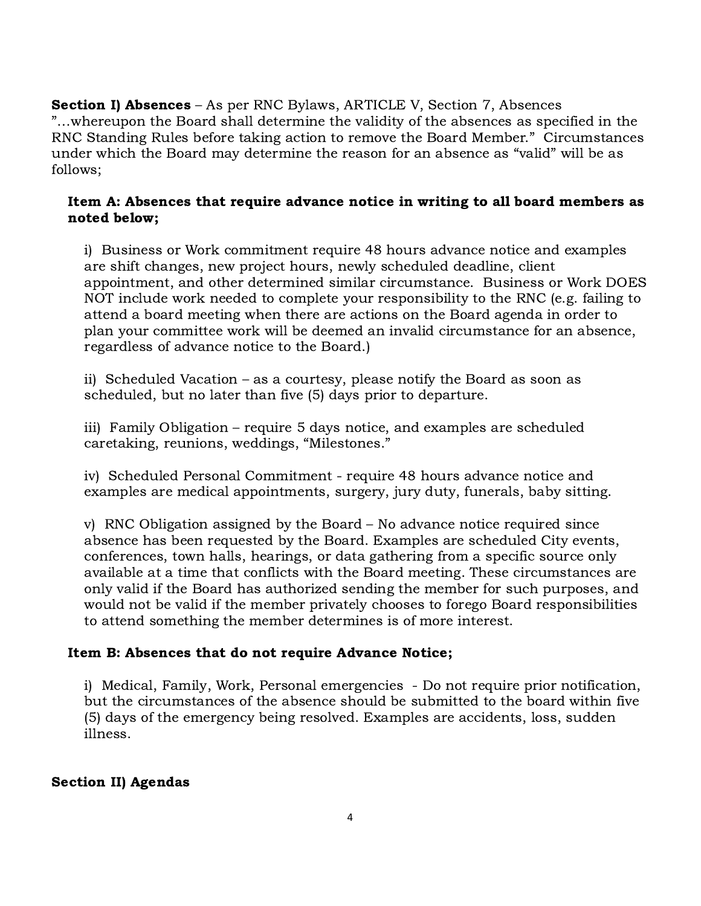**Section I) Absences** – As per RNC Bylaws, ARTICLE V, Section 7, Absences "…whereupon the Board shall determine the validity of the absences as specified in the RNC Standing Rules before taking action to remove the Board Member." Circumstances under which the Board may determine the reason for an absence as "valid" will be as follows;

**Item A: Absences that require advance notice in writing to all board members as noted below;**

i) Business or Work commitment require 48 hours advance notice and examples are shift changes, new project hours, newly scheduled deadline, client appointment, and other determined similar circumstance. Business or Work DOES NOT include work needed to complete your responsibility to the RNC (e.g. failing to attend a board meeting when there are actions on the Board agenda in order to plan your committee work will be deemed an invalid circumstance for an absence, regardless of advance notice to the Board.)

ii) Scheduled Vacation – as a courtesy, please notify the Board as soon as scheduled, but no later than five (5) days prior to departure.

iii) Family Obligation – require 5 days notice, and examples are scheduled caretaking, reunions, weddings, "Milestones."

iv) Scheduled Personal Commitment - require 48 hours advance notice and examples are medical appointments, surgery, jury duty, funerals, baby sitting.

v) RNC Obligation assigned by the Board – No advance notice required since absence has been requested by the Board. Examples are scheduled City events, conferences, town halls, hearings, or data gathering from a specific source only available at a time that conflicts with the Board meeting. These circumstances are only valid if the Board has authorized sending the member for such purposes, and would not be valid if the member privately chooses to forego Board responsibilities to attend something the member determines is of more interest.

**Item B: Absences that do not require Advance Notice;**

i) Medical, Family, Work, Personal emergencies - Do not require prior notification, but the circumstances of the absence should be submitted to the board within five (5) days of the emergency being resolved. Examples are accidents, loss, sudden illness.

**Section II) Agendas**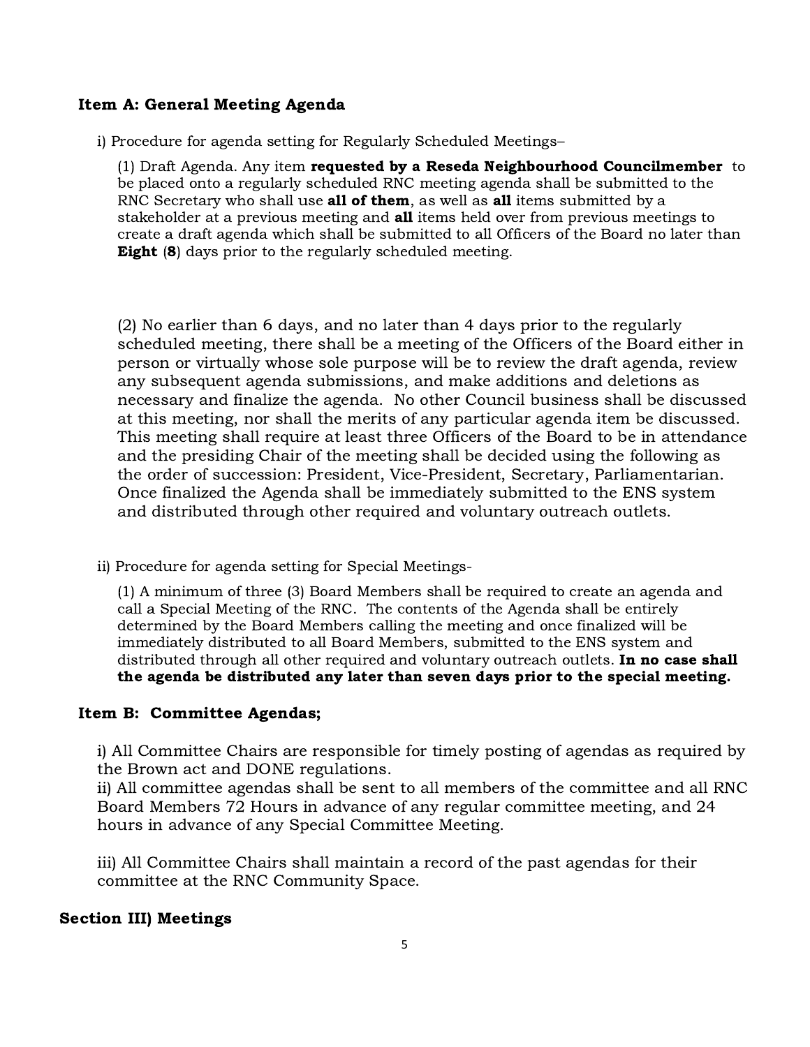### Item A: General Meeting Agenda

i) Procedure for agenda setting for Regularly Scheduled Meetings–

(1) Draft Agenda. Any item **requested by a Reseda Neighbourhood Councilmember** to be placed onto a regularly scheduled RNC meeting agenda shall be submitted to the RNC Secretary who shall use **all of them**, as well as **all** items submitted by a stakeholder at a previous meeting and **all** items held over from previous meetings to create a draft agenda which shall be submitted to all Officers of the Board no later than **Eight** (**8**) days prior to the regularly scheduled meeting.

(2) No earlier than 6 days, and no later than 4 days prior to the regularly scheduled meeting, there shall be a meeting of the Officers of the Board either in person or virtually whose sole purpose will be to review the draft agenda, review any subsequent agenda submissions, and make additions and deletions as necessary and finalize the agenda. No other Council business shall be discussed at this meeting, nor shall the merits of any particular agenda item be discussed. This meeting shall require at least three Officers of the Board to be in attendance and the presiding Chair of the meeting shall be decided using the following as the order of succession: President, Vice-President, Secretary, Parliamentarian. Once finalized the Agenda shall be immediately submitted to the ENS system and distributed through other required and voluntary outreach outlets.

ii) Procedure for agenda setting for Special Meetings-

(1) A minimum of three (3) Board Members shall be required to create an agenda and call a Special Meeting of the RNC. The contents of the Agenda shall be entirely determined by the Board Members calling the meeting and once finalized will be immediately distributed to all Board Members, submitted to the ENS system and distributed through all other required and voluntary outreach outlets. **In no case shall the agenda be distributed any later than seven days prior to the special meeting.**

### Item B: Committee Agendas;

i) All Committee Chairs are responsible for timely posting of agendas as required by the Brown act and DONE regulations.
ii) All committee agendas shall be sent to all members of the committee and all RNC Board Members 72 Hours in advance of any regular committee meeting, and 24 hours in advance of any Special Committee Meeting.

iii) All Committee Chairs shall maintain a record of the past agendas for their committee at the RNC Community Space.

## Section III) Meetings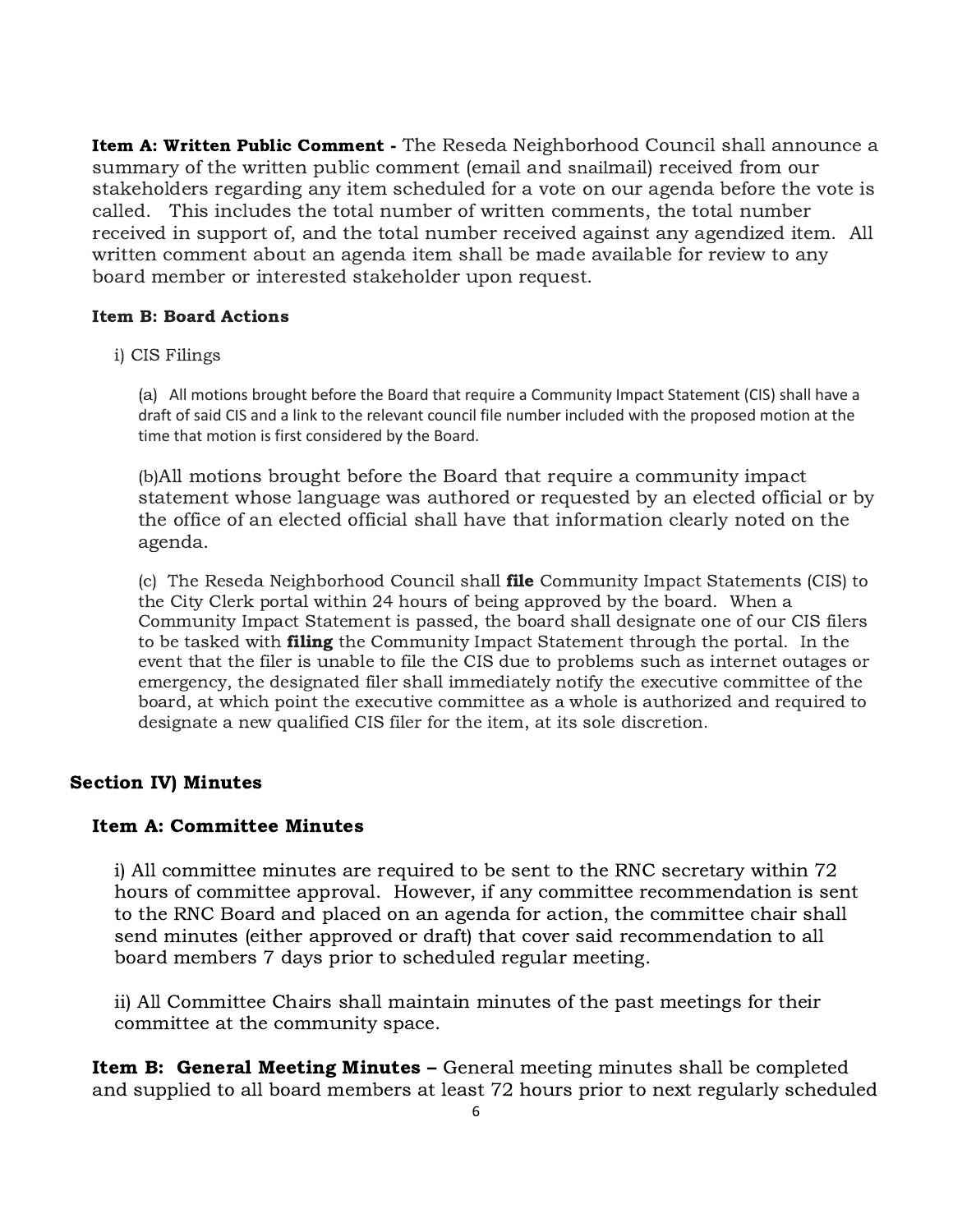**Item A: Written Public Comment -** The Reseda Neighborhood Council shall announce a summary of the written public comment (email and snailmail) received from our stakeholders regarding any item scheduled for a vote on our agenda before the vote is called. This includes the total number of written comments, the total number received in support of, and the total number received against any agendized item. All written comment about an agenda item shall be made available for review to any board member or interested stakeholder upon request.

**Item B: Board Actions**

i) CIS Filings

(a) All motions brought before the Board that require a Community Impact Statement (CIS) shall have a draft of said CIS and a link to the relevant council file number included with the proposed motion at the time that motion is first considered by the Board.

(b)All motions brought before the Board that require a community impact statement whose language was authored or requested by an elected official or by the office of an elected official shall have that information clearly noted on the agenda.

(c) The Reseda Neighborhood Council shall **file** Community Impact Statements (CIS) to the City Clerk portal within 24 hours of being approved by the board. When a Community Impact Statement is passed, the board shall designate one of our CIS filers to be tasked with **filing** the Community Impact Statement through the portal. In the event that the filer is unable to file the CIS due to problems such as internet outages or emergency, the designated filer shall immediately notify the executive committee of the board, at which point the executive committee as a whole is authorized and required to designate a new qualified CIS filer for the item, at its sole discretion.

## Section IV) Minutes

### Item A: Committee Minutes

i) All committee minutes are required to be sent to the RNC secretary within 72 hours of committee approval. However, if any committee recommendation is sent to the RNC Board and placed on an agenda for action, the committee chair shall send minutes (either approved or draft) that cover said recommendation to all board members 7 days prior to scheduled regular meeting.

ii) All Committee Chairs shall maintain minutes of the past meetings for their committee at the community space.

**Item B: General Meeting Minutes –** General meeting minutes shall be completed and supplied to all board members at least 72 hours prior to next regularly scheduled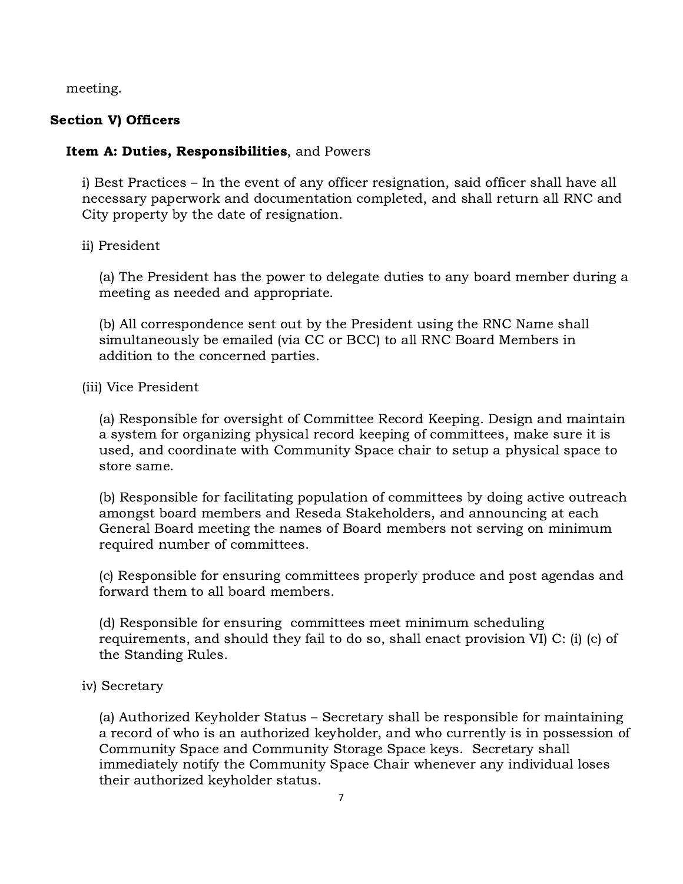meeting.

## Section V) Officers

### Item A: Duties, Responsibilities, and Powers

i) Best Practices – In the event of any officer resignation, said officer shall have all necessary paperwork and documentation completed, and shall return all RNC and City property by the date of resignation.

ii) President

(a) The President has the power to delegate duties to any board member during a meeting as needed and appropriate.

(b) All correspondence sent out by the President using the RNC Name shall simultaneously be emailed (via CC or BCC) to all RNC Board Members in addition to the concerned parties.

(iii) Vice President

(a) Responsible for oversight of Committee Record Keeping. Design and maintain a system for organizing physical record keeping of committees, make sure it is used, and coordinate with Community Space chair to setup a physical space to store same.

(b) Responsible for facilitating population of committees by doing active outreach amongst board members and Reseda Stakeholders, and announcing at each General Board meeting the names of Board members not serving on minimum required number of committees.

(c) Responsible for ensuring committees properly produce and post agendas and forward them to all board members.

(d) Responsible for ensuring committees meet minimum scheduling requirements, and should they fail to do so, shall enact provision VI) C: (i) (c) of the Standing Rules.

iv) Secretary

(a) Authorized Keyholder Status – Secretary shall be responsible for maintaining a record of who is an authorized keyholder, and who currently is in possession of Community Space and Community Storage Space keys. Secretary shall immediately notify the Community Space Chair whenever any individual loses their authorized keyholder status.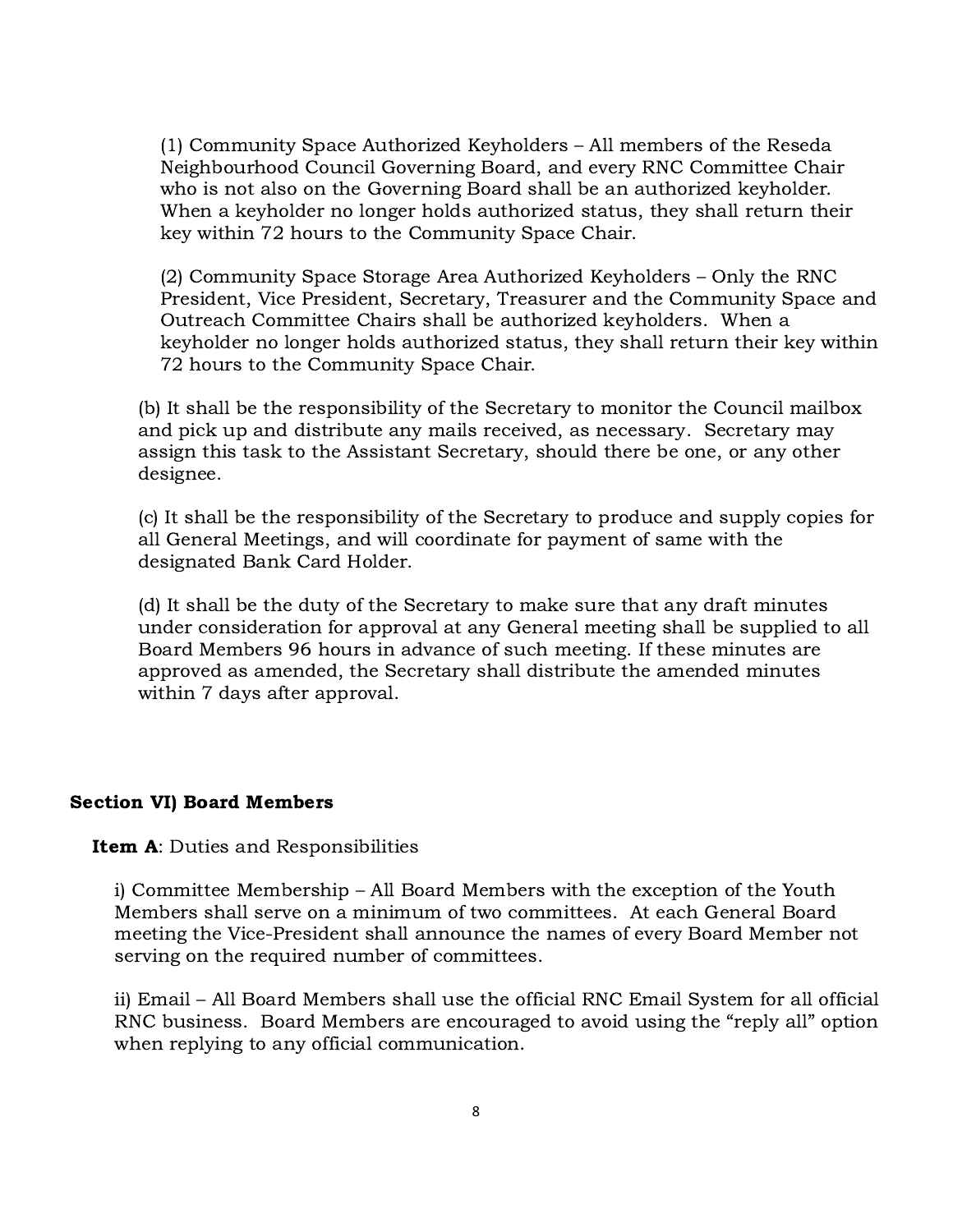(1) Community Space Authorized Keyholders – All members of the Reseda Neighbourhood Council Governing Board, and every RNC Committee Chair who is not also on the Governing Board shall be an authorized keyholder. When a keyholder no longer holds authorized status, they shall return their key within 72 hours to the Community Space Chair.

(2) Community Space Storage Area Authorized Keyholders – Only the RNC President, Vice President, Secretary, Treasurer and the Community Space and Outreach Committee Chairs shall be authorized keyholders. When a keyholder no longer holds authorized status, they shall return their key within 72 hours to the Community Space Chair.

(b) It shall be the responsibility of the Secretary to monitor the Council mailbox and pick up and distribute any mails received, as necessary. Secretary may assign this task to the Assistant Secretary, should there be one, or any other designee.

(c) It shall be the responsibility of the Secretary to produce and supply copies for all General Meetings, and will coordinate for payment of same with the designated Bank Card Holder.

(d) It shall be the duty of the Secretary to make sure that any draft minutes under consideration for approval at any General meeting shall be supplied to all Board Members 96 hours in advance of such meeting. If these minutes are approved as amended, the Secretary shall distribute the amended minutes within 7 days after approval.

### Section VI) Board Members

**Item A**: Duties and Responsibilities

i) Committee Membership – All Board Members with the exception of the Youth Members shall serve on a minimum of two committees. At each General Board meeting the Vice-President shall announce the names of every Board Member not serving on the required number of committees.

ii) Email – All Board Members shall use the official RNC Email System for all official RNC business. Board Members are encouraged to avoid using the "reply all" option when replying to any official communication.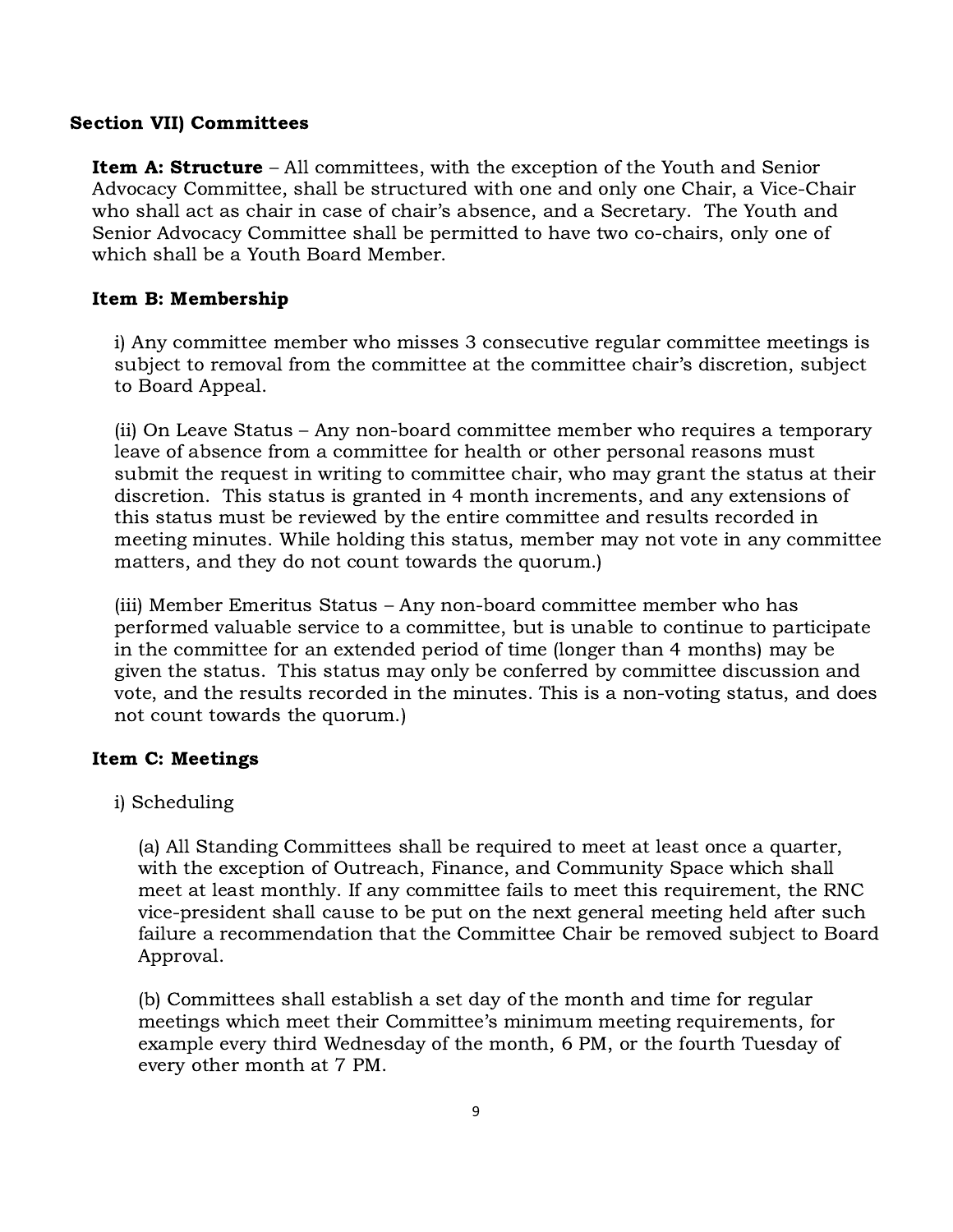## Section VII) Committees

**Item A: Structure** – All committees, with the exception of the Youth and Senior Advocacy Committee, shall be structured with one and only one Chair, a Vice-Chair who shall act as chair in case of chair's absence, and a Secretary. The Youth and Senior Advocacy Committee shall be permitted to have two co-chairs, only one of which shall be a Youth Board Member.

### Item B: Membership

i) Any committee member who misses 3 consecutive regular committee meetings is subject to removal from the committee at the committee chair's discretion, subject to Board Appeal.

(ii) On Leave Status – Any non-board committee member who requires a temporary leave of absence from a committee for health or other personal reasons must submit the request in writing to committee chair, who may grant the status at their discretion. This status is granted in 4 month increments, and any extensions of this status must be reviewed by the entire committee and results recorded in meeting minutes. While holding this status, member may not vote in any committee matters, and they do not count towards the quorum.)

(iii) Member Emeritus Status – Any non-board committee member who has performed valuable service to a committee, but is unable to continue to participate in the committee for an extended period of time (longer than 4 months) may be given the status. This status may only be conferred by committee discussion and vote, and the results recorded in the minutes. This is a non-voting status, and does not count towards the quorum.)

### Item C: Meetings

i) Scheduling

(a) All Standing Committees shall be required to meet at least once a quarter, with the exception of Outreach, Finance, and Community Space which shall meet at least monthly. If any committee fails to meet this requirement, the RNC vice-president shall cause to be put on the next general meeting held after such failure a recommendation that the Committee Chair be removed subject to Board Approval.

(b) Committees shall establish a set day of the month and time for regular meetings which meet their Committee's minimum meeting requirements, for example every third Wednesday of the month, 6 PM, or the fourth Tuesday of every other month at 7 PM.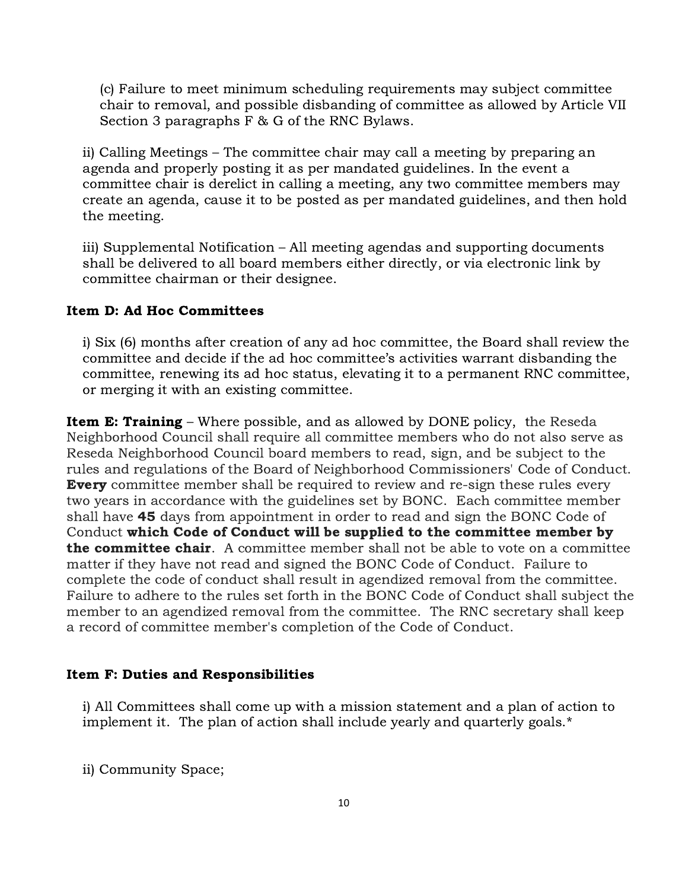(c) Failure to meet minimum scheduling requirements may subject committee chair to removal, and possible disbanding of committee as allowed by Article VII Section 3 paragraphs F & G of the RNC Bylaws.

ii) Calling Meetings – The committee chair may call a meeting by preparing an agenda and properly posting it as per mandated guidelines. In the event a committee chair is derelict in calling a meeting, any two committee members may create an agenda, cause it to be posted as per mandated guidelines, and then hold the meeting.

iii) Supplemental Notification – All meeting agendas and supporting documents shall be delivered to all board members either directly, or via electronic link by committee chairman or their designee.

**Item D: Ad Hoc Committees**

i) Six (6) months after creation of any ad hoc committee, the Board shall review the committee and decide if the ad hoc committee's activities warrant disbanding the committee, renewing its ad hoc status, elevating it to a permanent RNC committee, or merging it with an existing committee.

**Item E: Training** – Where possible, and as allowed by DONE policy, the Reseda Neighborhood Council shall require all committee members who do not also serve as Reseda Neighborhood Council board members to read, sign, and be subject to the rules and regulations of the Board of Neighborhood Commissioners' Code of Conduct. **Every** committee member shall be required to review and re-sign these rules every two years in accordance with the guidelines set by BONC. Each committee member shall have **45** days from appointment in order to read and sign the BONC Code of Conduct **which Code of Conduct will be supplied to the committee member by the committee chair**. A committee member shall not be able to vote on a committee matter if they have not read and signed the BONC Code of Conduct. Failure to complete the code of conduct shall result in agendized removal from the committee. Failure to adhere to the rules set forth in the BONC Code of Conduct shall subject the member to an agendized removal from the committee. The RNC secretary shall keep a record of committee member's completion of the Code of Conduct.

**Item F: Duties and Responsibilities**

i) All Committees shall come up with a mission statement and a plan of action to implement it. The plan of action shall include yearly and quarterly goals.*

ii) Community Space;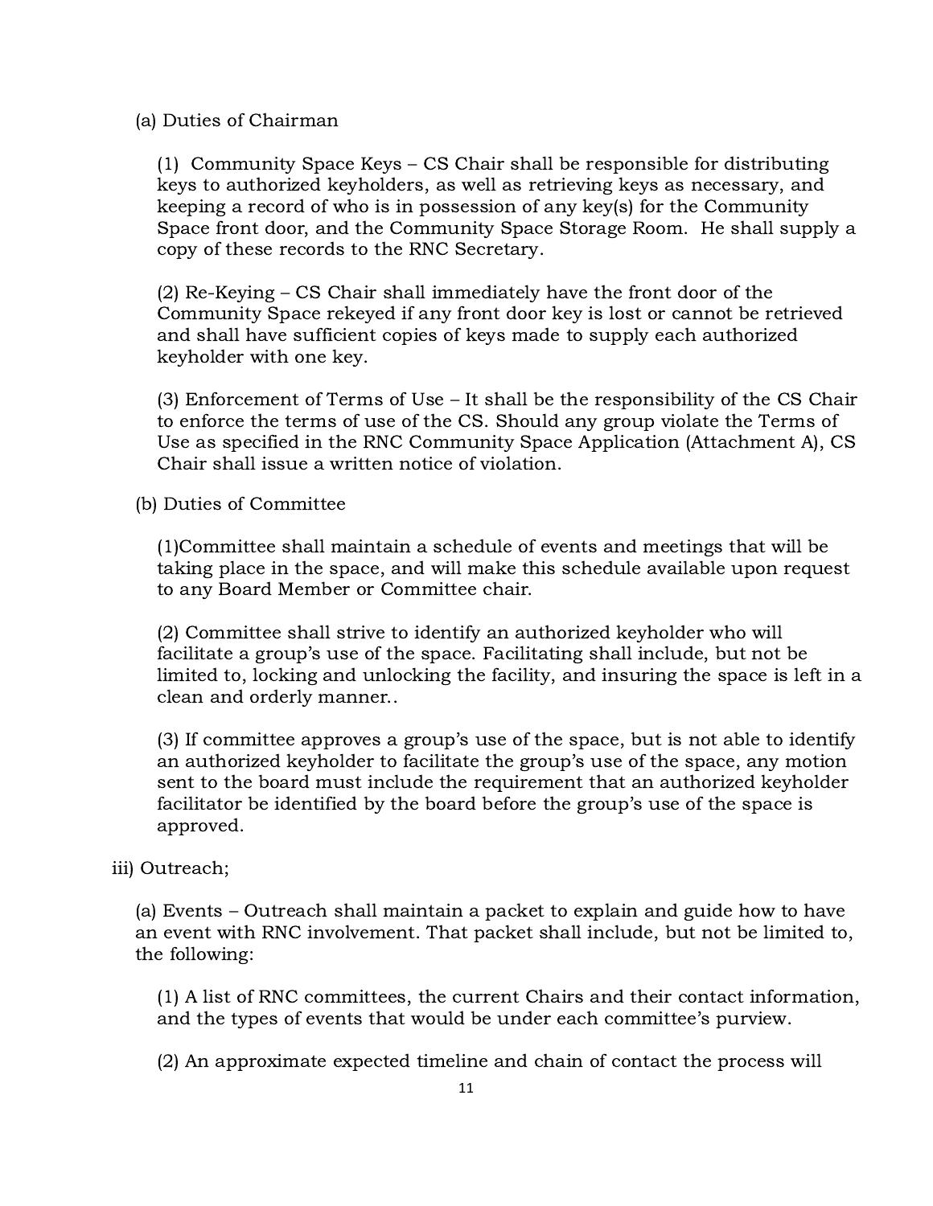(a) Duties of Chairman

(1) Community Space Keys – CS Chair shall be responsible for distributing keys to authorized keyholders, as well as retrieving keys as necessary, and keeping a record of who is in possession of any key(s) for the Community Space front door, and the Community Space Storage Room. He shall supply a copy of these records to the RNC Secretary.

(2) Re-Keying – CS Chair shall immediately have the front door of the Community Space rekeyed if any front door key is lost or cannot be retrieved and shall have sufficient copies of keys made to supply each authorized keyholder with one key.

(3) Enforcement of Terms of Use – It shall be the responsibility of the CS Chair to enforce the terms of use of the CS. Should any group violate the Terms of Use as specified in the RNC Community Space Application (Attachment A), CS Chair shall issue a written notice of violation.

(b) Duties of Committee

(1)Committee shall maintain a schedule of events and meetings that will be taking place in the space, and will make this schedule available upon request to any Board Member or Committee chair.

(2) Committee shall strive to identify an authorized keyholder who will facilitate a group's use of the space. Facilitating shall include, but not be limited to, locking and unlocking the facility, and insuring the space is left in a clean and orderly manner..

(3) If committee approves a group's use of the space, but is not able to identify an authorized keyholder to facilitate the group's use of the space, any motion sent to the board must include the requirement that an authorized keyholder facilitator be identified by the board before the group's use of the space is approved.

iii) Outreach;

(a) Events – Outreach shall maintain a packet to explain and guide how to have an event with RNC involvement. That packet shall include, but not be limited to, the following:

(1) A list of RNC committees, the current Chairs and their contact information, and the types of events that would be under each committee's purview.

(2) An approximate expected timeline and chain of contact the process will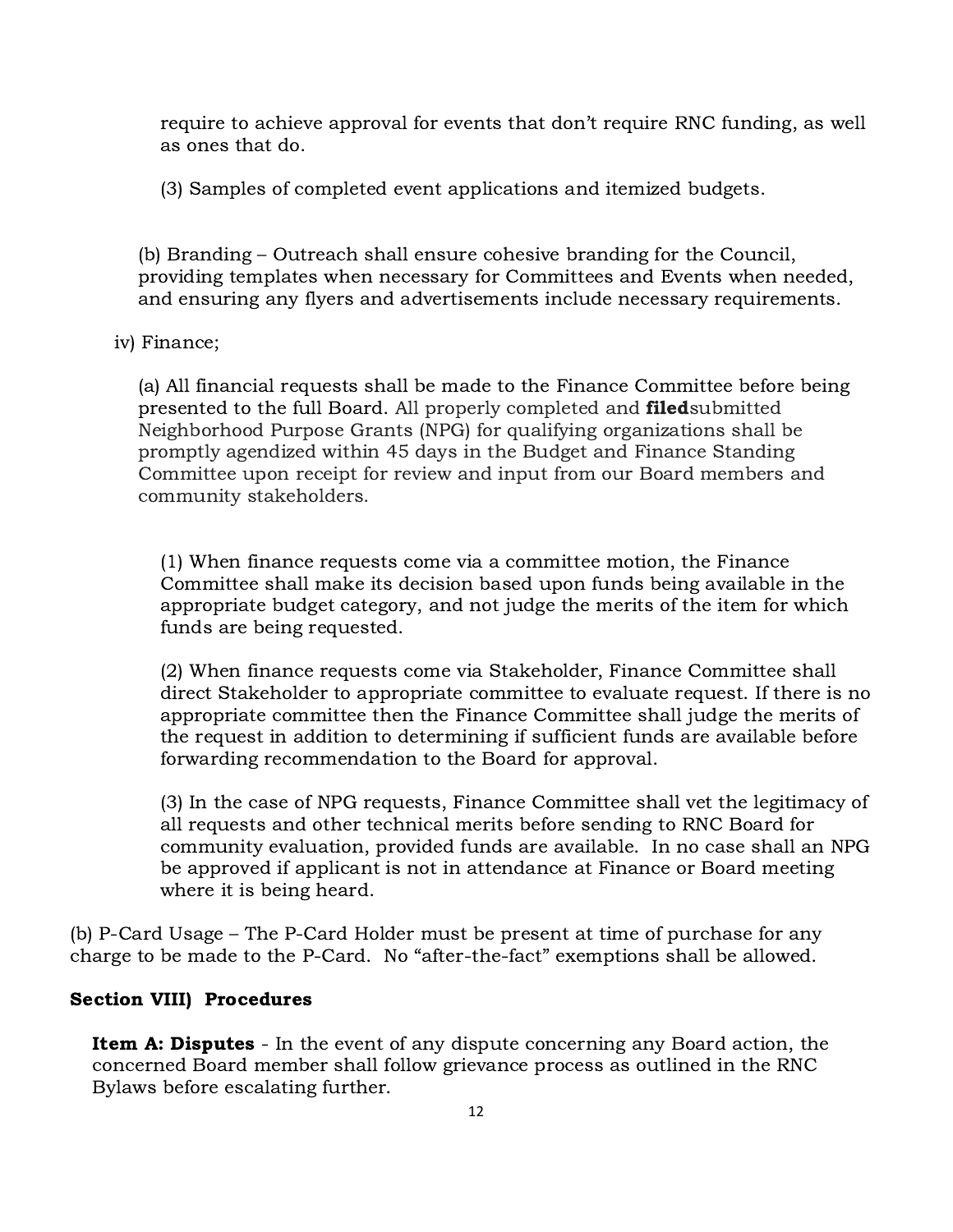require to achieve approval for events that don't require RNC funding, as well as ones that do.

(3) Samples of completed event applications and itemized budgets.

(b) Branding – Outreach shall ensure cohesive branding for the Council, providing templates when necessary for Committees and Events when needed, and ensuring any flyers and advertisements include necessary requirements.

iv) Finance;

(a) All financial requests shall be made to the Finance Committee before being presented to the full Board. All properly completed and **filed**submitted Neighborhood Purpose Grants (NPG) for qualifying organizations shall be promptly agendized within 45 days in the Budget and Finance Standing Committee upon receipt for review and input from our Board members and community stakeholders.

(1) When finance requests come via a committee motion, the Finance Committee shall make its decision based upon funds being available in the appropriate budget category, and not judge the merits of the item for which funds are being requested.

(2) When finance requests come via Stakeholder, Finance Committee shall direct Stakeholder to appropriate committee to evaluate request. If there is no appropriate committee then the Finance Committee shall judge the merits of the request in addition to determining if sufficient funds are available before forwarding recommendation to the Board for approval.

(3) In the case of NPG requests, Finance Committee shall vet the legitimacy of all requests and other technical merits before sending to RNC Board for community evaluation, provided funds are available. In no case shall an NPG be approved if applicant is not in attendance at Finance or Board meeting where it is being heard.

(b) P-Card Usage – The P-Card Holder must be present at time of purchase for any charge to be made to the P-Card. No "after-the-fact" exemptions shall be allowed.

**Section VIII) Procedures**

**Item A: Disputes** - In the event of any dispute concerning any Board action, the concerned Board member shall follow grievance process as outlined in the RNC Bylaws before escalating further.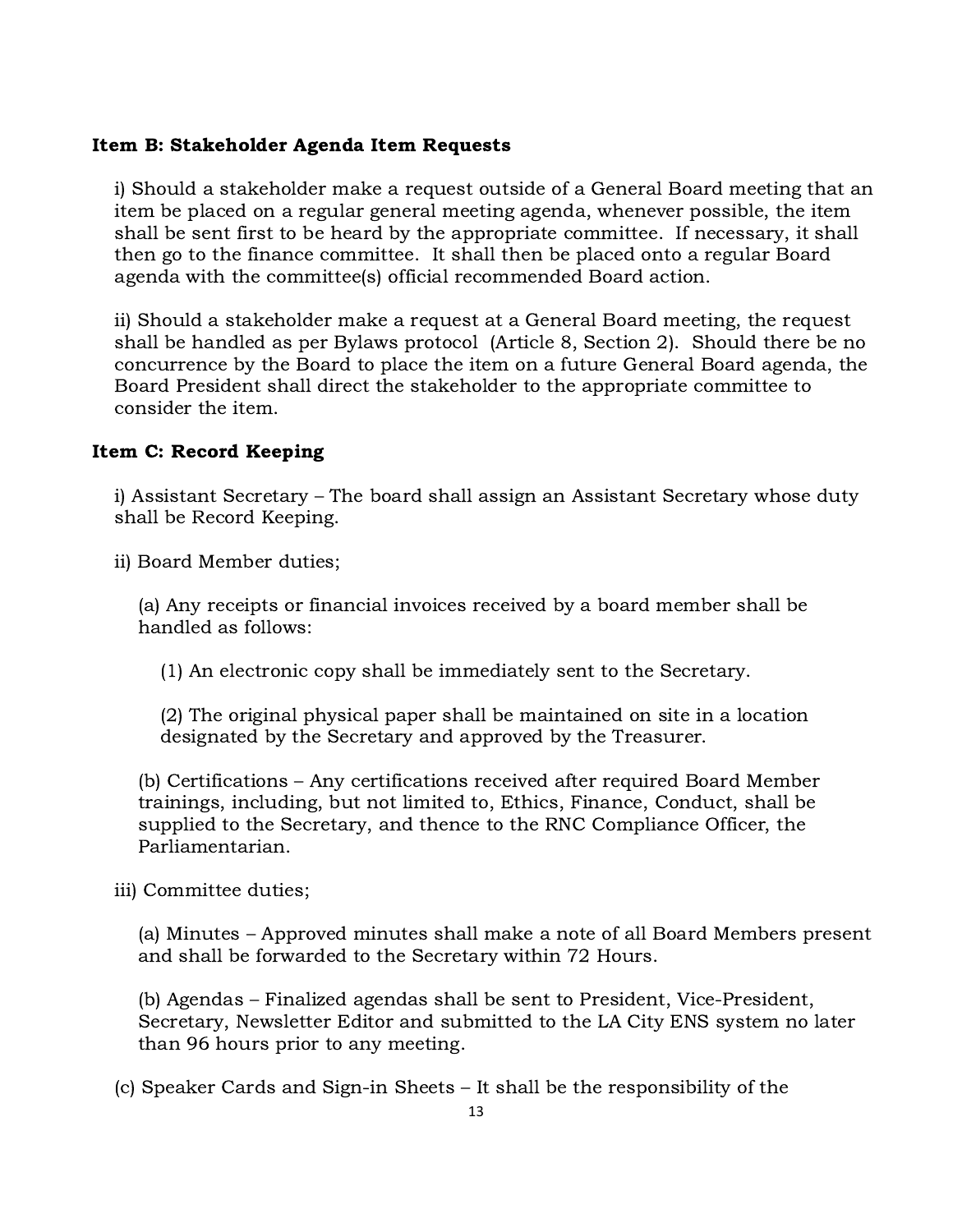**Item B: Stakeholder Agenda Item Requests**

i) Should a stakeholder make a request outside of a General Board meeting that an item be placed on a regular general meeting agenda, whenever possible, the item shall be sent first to be heard by the appropriate committee. If necessary, it shall then go to the finance committee. It shall then be placed onto a regular Board agenda with the committee(s) official recommended Board action.

ii) Should a stakeholder make a request at a General Board meeting, the request shall be handled as per Bylaws protocol (Article 8, Section 2). Should there be no concurrence by the Board to place the item on a future General Board agenda, the Board President shall direct the stakeholder to the appropriate committee to consider the item.

**Item C: Record Keeping**

i) Assistant Secretary – The board shall assign an Assistant Secretary whose duty shall be Record Keeping.

ii) Board Member duties;

(a) Any receipts or financial invoices received by a board member shall be handled as follows:

(1) An electronic copy shall be immediately sent to the Secretary.

(2) The original physical paper shall be maintained on site in a location designated by the Secretary and approved by the Treasurer.

(b) Certifications – Any certifications received after required Board Member trainings, including, but not limited to, Ethics, Finance, Conduct, shall be supplied to the Secretary, and thence to the RNC Compliance Officer, the Parliamentarian.

iii) Committee duties;

(a) Minutes – Approved minutes shall make a note of all Board Members present and shall be forwarded to the Secretary within 72 Hours.

(b) Agendas – Finalized agendas shall be sent to President, Vice-President, Secretary, Newsletter Editor and submitted to the LA City ENS system no later than 96 hours prior to any meeting.

(c) Speaker Cards and Sign-in Sheets – It shall be the responsibility of the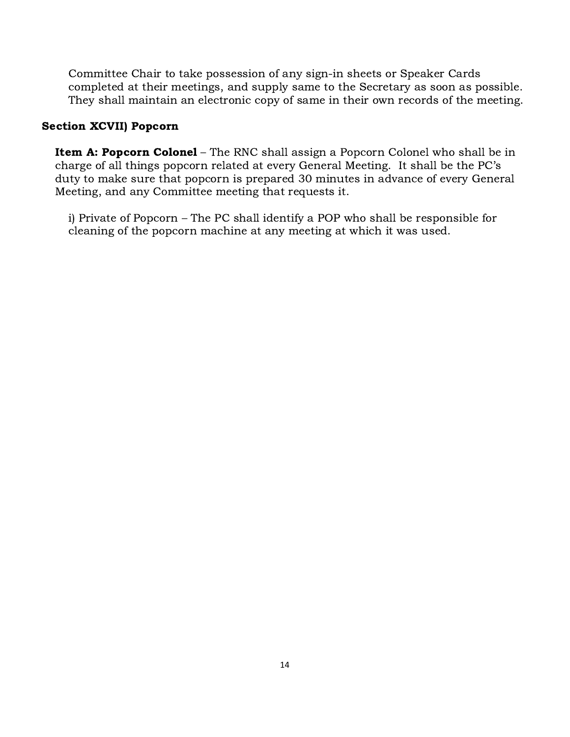Committee Chair to take possession of any sign-in sheets or Speaker Cards completed at their meetings, and supply same to the Secretary as soon as possible. They shall maintain an electronic copy of same in their own records of the meeting.

### Section XCVII) Popcorn

**Item A: Popcorn Colonel** – The RNC shall assign a Popcorn Colonel who shall be in charge of all things popcorn related at every General Meeting. It shall be the PC's duty to make sure that popcorn is prepared 30 minutes in advance of every General Meeting, and any Committee meeting that requests it.

i) Private of Popcorn – The PC shall identify a POP who shall be responsible for cleaning of the popcorn machine at any meeting at which it was used.